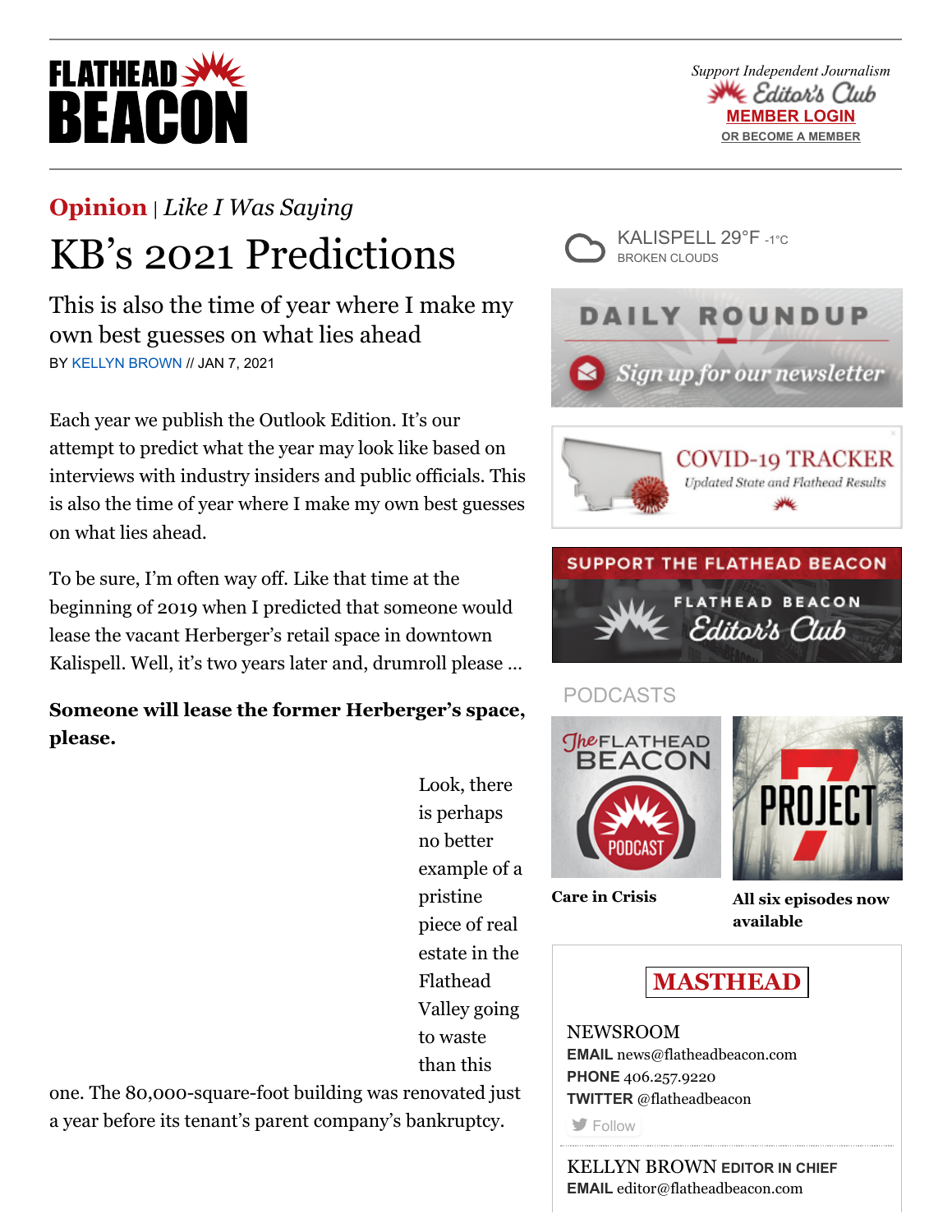**Opinion** | *Like I Was Saying*

# KB's 2021 Predictions

This is also the time of year where I make my own best guesses on what lies ahead

BY KELLYN BROWN // JAN 7, 2021

Each year we publish the Outlook Edition. It's our attempt to predict what the year may look like based on interviews with industry insiders and public officials. This is also the time of year where I make my own best guesses on what lies ahead.

To be sure, I'm often way off. Like that time at the beginning of 2019 when I predicted that someone would lease the vacant Herberger's retail space in downtown Kalispell. Well, it's two years later and, drumroll please …

**Someone will lease the former Herberger's space, please.**

Look, there is perhaps no better example of a pristine piece of real estate in the Flathead Valley going to waste than this one. The 80,000-square-foot building was renovated just a year before its tenant's parent company's bankruptcy.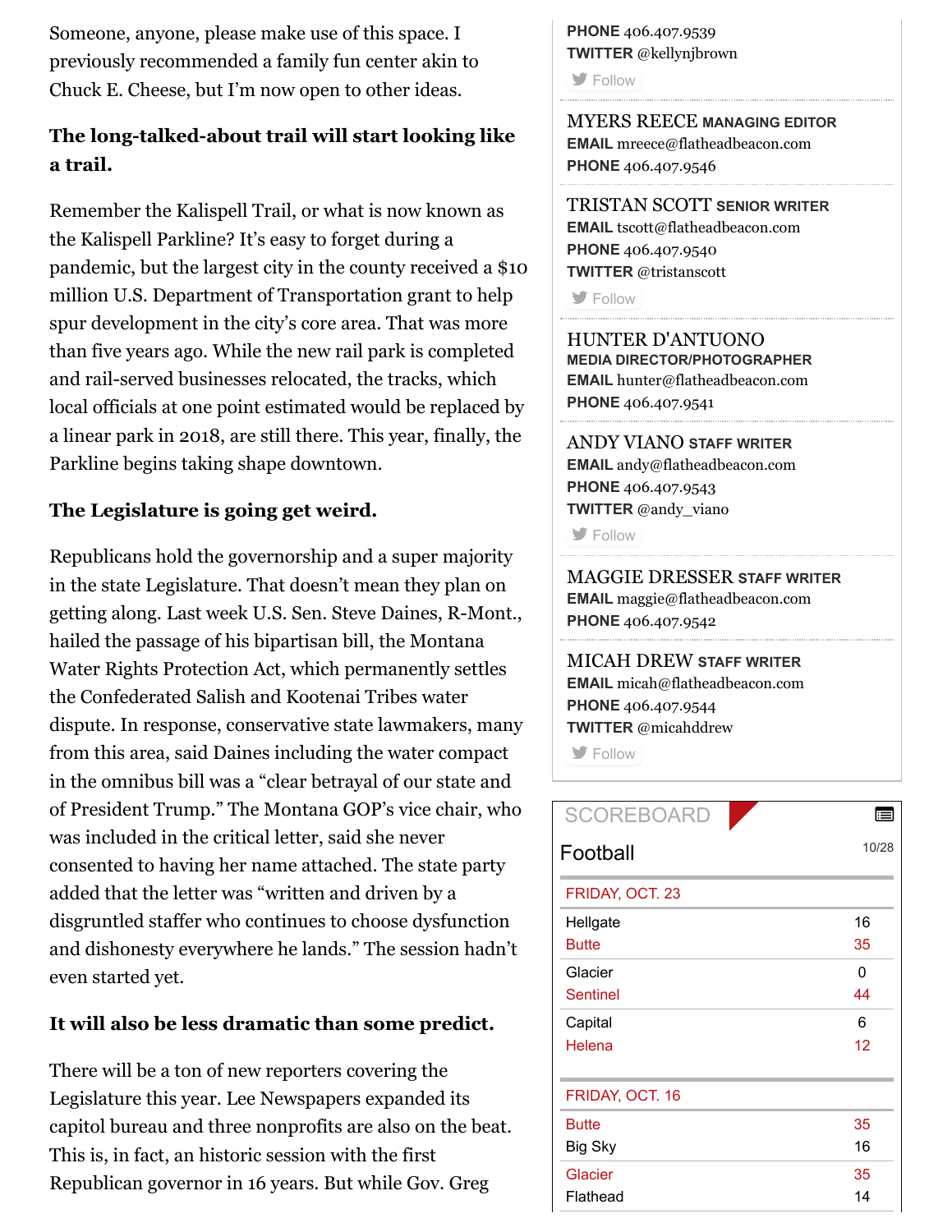Someone, anyone, please make use of this space. I previously recommended a family fun center akin to Chuck E. Cheese, but I'm now open to other ideas.

**The long-talked-about trail will start looking like a trail.**

Remember the Kalispell Trail, or what is now known as the Kalispell Parkline? It's easy to forget during a pandemic, but the largest city in the county received a $10 million U.S. Department of Transportation grant to help spur development in the city's core area. That was more than five years ago. While the new rail park is completed and rail-served businesses relocated, the tracks, which local officials at one point estimated would be replaced by a linear park in 2018, are still there. This year, finally, the Parkline begins taking shape downtown.

**The Legislature is going get weird.**

Republicans hold the governorship and a super majority in the state Legislature. That doesn't mean they plan on getting along. Last week U.S. Sen. Steve Daines, R-Mont., hailed the passage of his bipartisan bill, the Montana Water Rights Protection Act, which permanently settles the Confederated Salish and Kootenai Tribes water dispute. In response, conservative state lawmakers, many from this area, said Daines including the water compact in the omnibus bill was a "clear betrayal of our state and of President Trump." The Montana GOP's vice chair, who was included in the critical letter, said she never consented to having her name attached. The state party added that the letter was "written and driven by a disgruntled staffer who continues to choose dysfunction and dishonesty everywhere he lands." The session hadn't even started yet.

**It will also be less dramatic than some predict.**

There will be a ton of new reporters covering the Legislature this year. Lee Newspapers expanded its capitol bureau and three nonprofits are also on the beat. This is, in fact, an historic session with the first Republican governor in 16 years. But while Gov. Greg

PHONE 406.407.9539
TWITTER @kellynjbrown
Follow

MYERS REECE **MANAGING EDITOR**
**EMAIL** mreece@flatheadbeacon.com
**PHONE** 406.407.9546

TRISTAN SCOTT **SENIOR WRITER**
**EMAIL** tscott@flatheadbeacon.com
**PHONE** 406.407.9540
**TWITTER** @tristanscott
Follow

HUNTER D'ANTUONO
**MEDIA DIRECTOR/PHOTOGRAPHER**
**EMAIL** hunter@flatheadbeacon.com
**PHONE** 406.407.9541

ANDY VIANO **STAFF WRITER**
**EMAIL** andy@flatheadbeacon.com
**PHONE** 406.407.9543
**TWITTER** @andy_viano
Follow

MAGGIE DRESSER **STAFF WRITER**
**EMAIL** maggie@flatheadbeacon.com
**PHONE** 406.407.9542

MICAH DREW **STAFF WRITER**
**EMAIL** micah@flatheadbeacon.com
**PHONE** 406.407.9544
**TWITTER** @micahddrew
Follow

SCOREBOARD

Football 10/28

FRIDAY, OCT. 23

| Team | Score |
|---|---|
| Hellgate | 16 |
| Butte | 35 |
| Glacier | 0 |
| Sentinel | 44 |
| Capital | 6 |
| Helena | 12 |

FRIDAY, OCT. 16

| Team | Score |
|---|---|
| Butte | 35 |
| Big Sky | 16 |
| Glacier | 35 |
| Flathead | 14 |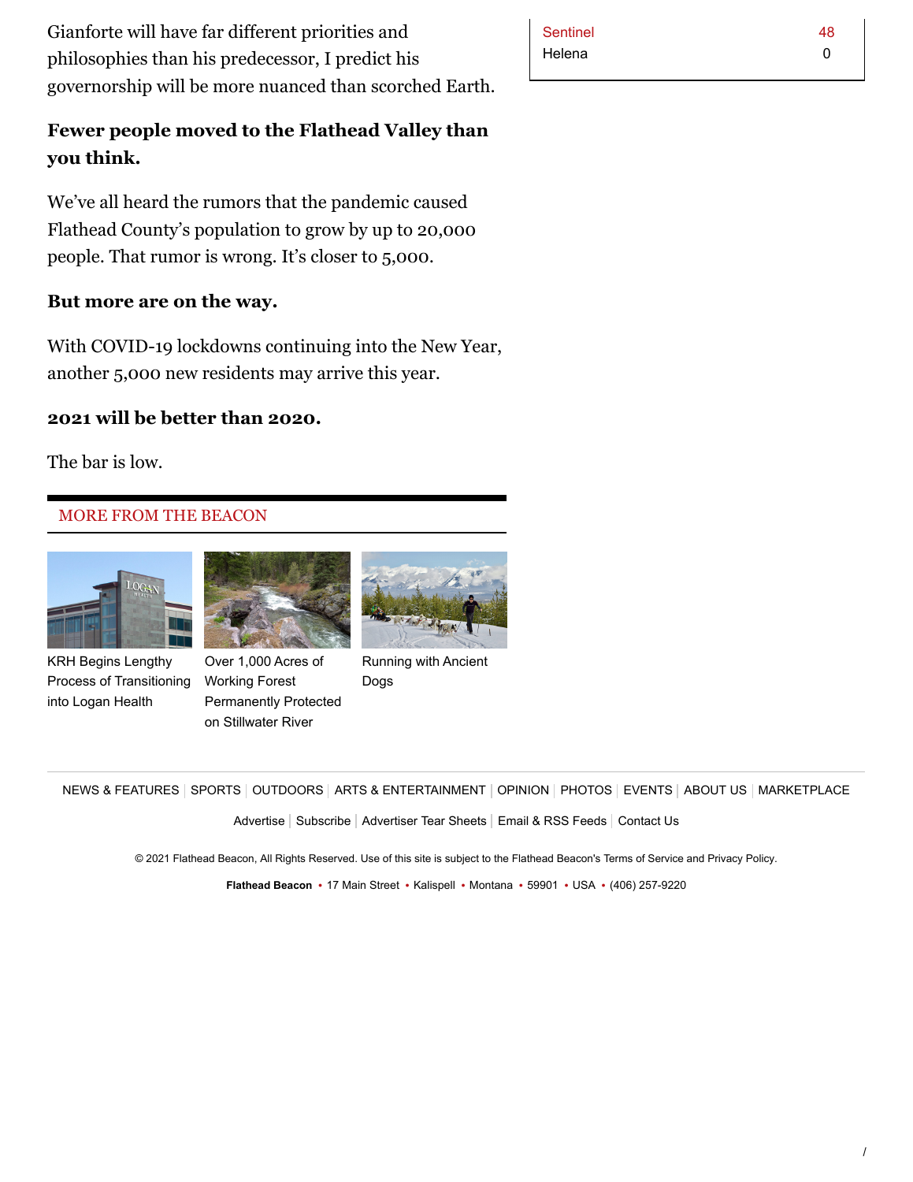Gianforte will have far different priorities and philosophies than his predecessor, I predict his governorship will be more nuanced than scorched Earth.

**Fewer people moved to the Flathead Valley than you think.**

We've all heard the rumors that the pandemic caused Flathead County's population to grow by up to 20,000 people. That rumor is wrong. It's closer to 5,000.

**But more are on the way.**

With COVID-19 lockdowns continuing into the New Year, another 5,000 new residents may arrive this year.

**2021 will be better than 2020.**

The bar is low.

| | |
|---|---|
| Sentinel | 48 |
| Helena | 0 |

MORE FROM THE BEACON

KRH Begins Lengthy Process of Transitioning into Logan Health

Over 1,000 Acres of Working Forest Permanently Protected on Stillwater River

Running with Ancient Dogs

NEWS & FEATURES | SPORTS | OUTDOORS | ARTS & ENTERTAINMENT | OPINION | PHOTOS | EVENTS | ABOUT US | MARKETPLACE

Advertise | Subscribe | Advertiser Tear Sheets | Email & RSS Feeds | Contact Us

© 2021 Flathead Beacon, All Rights Reserved. Use of this site is subject to the Flathead Beacon's Terms of Service and Privacy Policy.

**Flathead Beacon** • 17 Main Street • Kalispell • Montana • 59901 • USA • (406) 257-9220